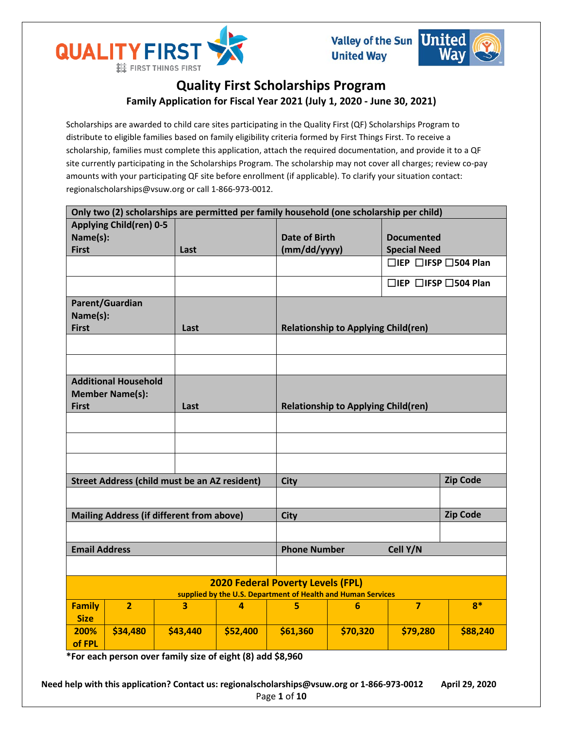# Quality First Scholarships Program

## Family Application for Fiscal Year 2021 (July 1, 2020 - June 30, 2021)

Scholarships are awarded to child care sites participating in the Quality First (QF) Scholarships Program to distribute to eligible families based on family eligibility criteria formed by First Things First. To receive a scholarship, families must complete this application, attach the required documentation, and provide it to a QF site currently participating in the Scholarships Program. The scholarship may not cover all charges; review co-pay amounts with your participating QF site before enrollment (if applicable). To clarify your situation contact: regionalscholarships@vsuw.org or call 1-866-973-0012.

**Only two (2) scholarships are permitted per family household (one scholarship per child)**

| Applying Child(ren) 0-5 Name(s): First | Last | Date of Birth (mm/dd/yyyy) | Documented Special Need |
|---|---|---|---|
| | | | ☐IEP ☐IFSP ☐504 Plan |
| | | | ☐IEP ☐IFSP ☐504 Plan |

| Parent/Guardian Name(s): First | Last | Relationship to Applying Child(ren) |
|---|---|---|
| | | |
| | | |

| Additional Household Member Name(s): First | Last | Relationship to Applying Child(ren) |
|---|---|---|
| | | |
| | | |
| | | |

| Street Address (child must be an AZ resident) | City | Zip Code |
|---|---|---|
| | | |
| **Mailing Address (if different from above)** | **City** | **Zip Code** |
| | | |
| **Email Address** | **Phone Number Cell Y/N** | |
| | | |

**2020 Federal Poverty Levels (FPL)**
supplied by the U.S. Department of Health and Human Services

| Family Size | 2 | 3 | 4 | 5 | 6 | 7 | 8* |
|---|---|---|---|---|---|---|---|
| 200% of FPL | $34,480 | $43,440 | $52,400 | $61,360 | $70,320 | $79,280 | $88,240 |

**\*For each person over family size of eight (8) add $8,960**

**Need help with this application? Contact us: regionalscholarships@vsuw.org or 1-866-973-0012** **April 29, 2020**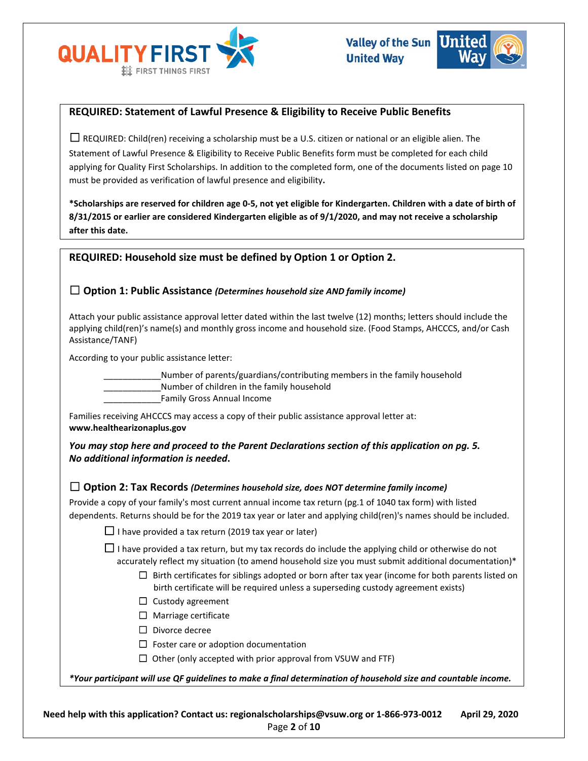## REQUIRED: Statement of Lawful Presence & Eligibility to Receive Public Benefits

☐ REQUIRED: Child(ren) receiving a scholarship must be a U.S. citizen or national or an eligible alien. The Statement of Lawful Presence & Eligibility to Receive Public Benefits form must be completed for each child applying for Quality First Scholarships. In addition to the completed form, one of the documents listed on page 10 must be provided as verification of lawful presence and eligibility**.**

**\*Scholarships are reserved for children age 0-5, not yet eligible for Kindergarten. Children with a date of birth of 8/31/2015 or earlier are considered Kindergarten eligible as of 9/1/2020, and may not receive a scholarship after this date.**

## REQUIRED: Household size must be defined by Option 1 or Option 2.

### ☐ Option 1: Public Assistance *(Determines household size AND family income)*

Attach your public assistance approval letter dated within the last twelve (12) months; letters should include the applying child(ren)'s name(s) and monthly gross income and household size. (Food Stamps, AHCCCS, and/or Cash Assistance/TANF)

According to your public assistance letter:

____________Number of parents/guardians/contributing members in the family household
____________Number of children in the family household
____________Family Gross Annual Income

Families receiving AHCCCS may access a copy of their public assistance approval letter at: **www.healthearizonaplus.gov**

***You may stop here and proceed to the Parent Declarations section of this application on pg. 5. No additional information is needed.***

### ☐ Option 2: Tax Records *(Determines household size, does NOT determine family income)*

Provide a copy of your family's most current annual income tax return (pg.1 of 1040 tax form) with listed dependents. Returns should be for the 2019 tax year or later and applying child(ren)'s names should be included.

- ☐ I have provided a tax return (2019 tax year or later)
- ☐ I have provided a tax return, but my tax records do include the applying child or otherwise do not accurately reflect my situation (to amend household size you must submit additional documentation)*
  - ☐ Birth certificates for siblings adopted or born after tax year (income for both parents listed on birth certificate will be required unless a superseding custody agreement exists)
  - ☐ Custody agreement
  - ☐ Marriage certificate
  - ☐ Divorce decree
  - ☐ Foster care or adoption documentation
  - ☐ Other (only accepted with prior approval from VSUW and FTF)

***Your participant will use QF guidelines to make a final determination of household size and countable income.***

**Need help with this application? Contact us: regionalscholarships@vsuw.org or 1-866-973-0012 April 29, 2020**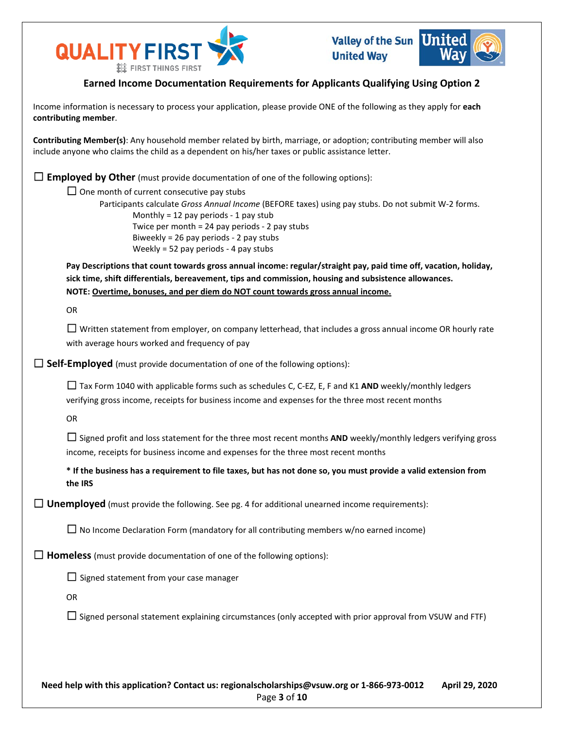## Earned Income Documentation Requirements for Applicants Qualifying Using Option 2

Income information is necessary to process your application, please provide ONE of the following as they apply for **each contributing member**.

**Contributing Member(s)**: Any household member related by birth, marriage, or adoption; contributing member will also include anyone who claims the child as a dependent on his/her taxes or public assistance letter.

☐ **Employed by Other** (must provide documentation of one of the following options):

- ☐ One month of current consecutive pay stubs

  Participants calculate *Gross Annual Income* (BEFORE taxes) using pay stubs. Do not submit W-2 forms.

  - Monthly = 12 pay periods - 1 pay stub
  - Twice per month = 24 pay periods - 2 pay stubs
  - Biweekly = 26 pay periods - 2 pay stubs
  - Weekly = 52 pay periods - 4 pay stubs

  **Pay Descriptions that count towards gross annual income: regular/straight pay, paid time off, vacation, holiday, sick time, shift differentials, bereavement, tips and commission, housing and subsistence allowances.**
  **NOTE: <u>Overtime, bonuses, and per diem do NOT count towards gross annual income.</u>**

  OR

- ☐ Written statement from employer, on company letterhead, that includes a gross annual income OR hourly rate with average hours worked and frequency of pay

☐ **Self-Employed** (must provide documentation of one of the following options):

- ☐ Tax Form 1040 with applicable forms such as schedules C, C-EZ, E, F and K1 **AND** weekly/monthly ledgers verifying gross income, receipts for business income and expenses for the three most recent months

  OR

- ☐ Signed profit and loss statement for the three most recent months **AND** weekly/monthly ledgers verifying gross income, receipts for business income and expenses for the three most recent months

**\* If the business has a requirement to file taxes, but has not done so, you must provide a valid extension from the IRS**

☐ **Unemployed** (must provide the following. See pg. 4 for additional unearned income requirements):

- ☐ No Income Declaration Form (mandatory for all contributing members w/no earned income)

☐ **Homeless** (must provide documentation of one of the following options):

- ☐ Signed statement from your case manager

  OR

- ☐ Signed personal statement explaining circumstances (only accepted with prior approval from VSUW and FTF)

**Need help with this application? Contact us: regionalscholarships@vsuw.org or 1-866-973-0012 April 29, 2020**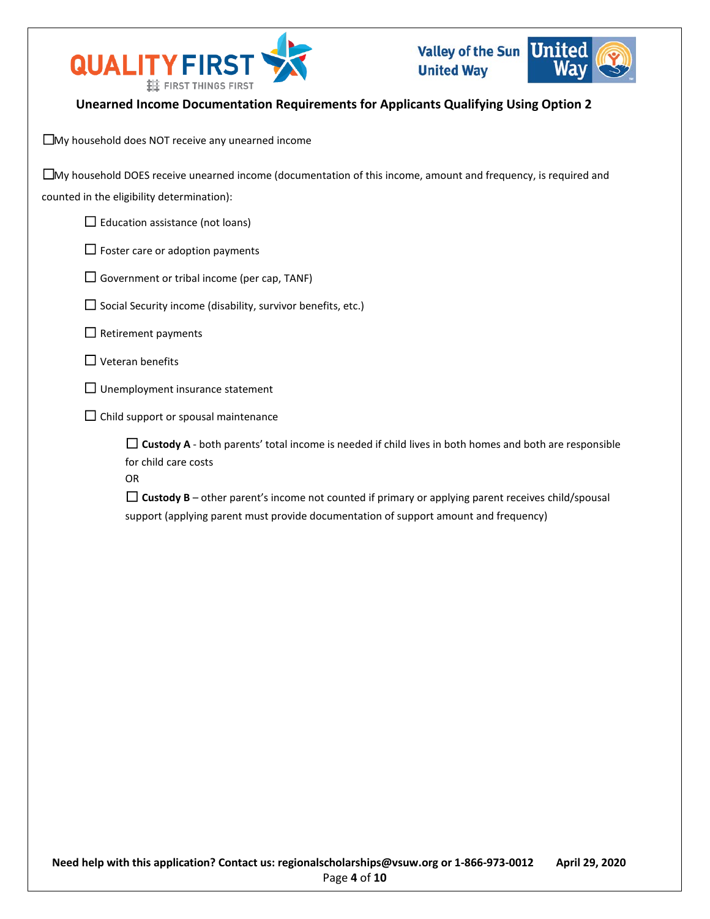## Unearned Income Documentation Requirements for Applicants Qualifying Using Option 2

☐My household does NOT receive any unearned income

☐My household DOES receive unearned income (documentation of this income, amount and frequency, is required and counted in the eligibility determination):

- ☐ Education assistance (not loans)
- ☐ Foster care or adoption payments
- ☐ Government or tribal income (per cap, TANF)
- ☐ Social Security income (disability, survivor benefits, etc.)
- ☐ Retirement payments
- ☐ Veteran benefits
- ☐ Unemployment insurance statement
- ☐ Child support or spousal maintenance
    - ☐ **Custody A** - both parents' total income is needed if child lives in both homes and both are responsible for child care costs
      OR
    - ☐ **Custody B** – other parent's income not counted if primary or applying parent receives child/spousal support (applying parent must provide documentation of support amount and frequency)

**Need help with this application? Contact us: regionalscholarships@vsuw.org or 1-866-973-0012 April 29, 2020**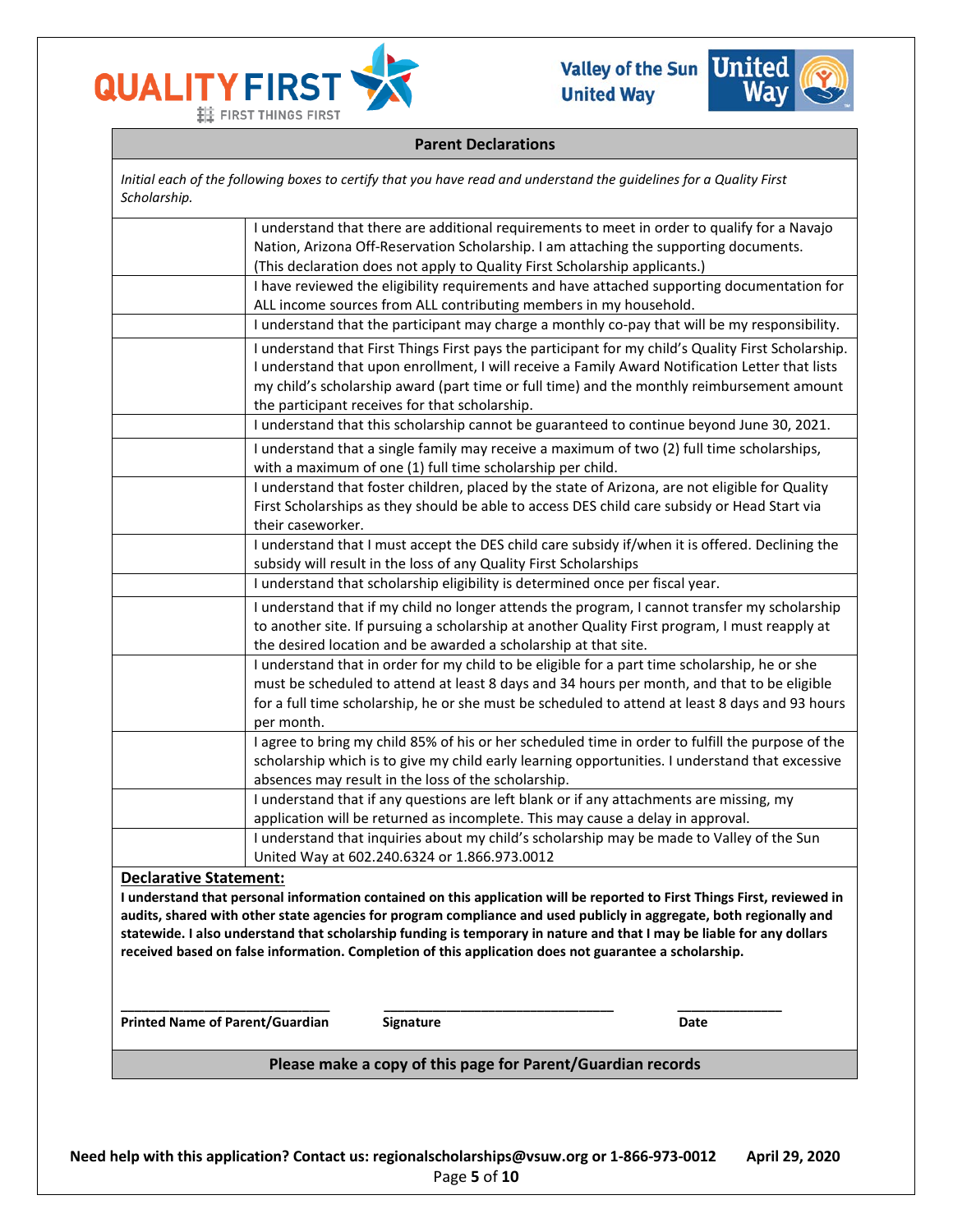## Parent Declarations

*Initial each of the following boxes to certify that you have read and understand the guidelines for a Quality First Scholarship.*

| | |
|---|---|
| | I understand that there are additional requirements to meet in order to qualify for a Navajo Nation, Arizona Off-Reservation Scholarship. I am attaching the supporting documents. (This declaration does not apply to Quality First Scholarship applicants.) |
| | I have reviewed the eligibility requirements and have attached supporting documentation for ALL income sources from ALL contributing members in my household. |
| | I understand that the participant may charge a monthly co-pay that will be my responsibility. |
| | I understand that First Things First pays the participant for my child's Quality First Scholarship. I understand that upon enrollment, I will receive a Family Award Notification Letter that lists my child's scholarship award (part time or full time) and the monthly reimbursement amount the participant receives for that scholarship. |
| | I understand that this scholarship cannot be guaranteed to continue beyond June 30, 2021. |
| | I understand that a single family may receive a maximum of two (2) full time scholarships, with a maximum of one (1) full time scholarship per child. |
| | I understand that foster children, placed by the state of Arizona, are not eligible for Quality First Scholarships as they should be able to access DES child care subsidy or Head Start via their caseworker. |
| | I understand that I must accept the DES child care subsidy if/when it is offered. Declining the subsidy will result in the loss of any Quality First Scholarships |
| | I understand that scholarship eligibility is determined once per fiscal year. |
| | I understand that if my child no longer attends the program, I cannot transfer my scholarship to another site. If pursuing a scholarship at another Quality First program, I must reapply at the desired location and be awarded a scholarship at that site. |
| | I understand that in order for my child to be eligible for a part time scholarship, he or she must be scheduled to attend at least 8 days and 34 hours per month, and that to be eligible for a full time scholarship, he or she must be scheduled to attend at least 8 days and 93 hours per month. |
| | I agree to bring my child 85% of his or her scheduled time in order to fulfill the purpose of the scholarship which is to give my child early learning opportunities. I understand that excessive absences may result in the loss of the scholarship. |
| | I understand that if any questions are left blank or if any attachments are missing, my application will be returned as incomplete. This may cause a delay in approval. |
| | I understand that inquiries about my child's scholarship may be made to Valley of the Sun United Way at 602.240.6324 or 1.866.973.0012 |

**Declarative Statement:**

**I understand that personal information contained on this application will be reported to First Things First, reviewed in audits, shared with other state agencies for program compliance and used publicly in aggregate, both regionally and statewide. I also understand that scholarship funding is temporary in nature and that I may be liable for any dollars received based on false information. Completion of this application does not guarantee a scholarship.**

\_\_\_\_\_\_\_\_\_\_\_\_\_\_\_\_\_\_\_\_\_\_\_\_\_\_\_\_ **Printed Name of Parent/Guardian**

\_\_\_\_\_\_\_\_\_\_\_\_\_\_\_\_\_\_\_\_\_\_\_\_\_\_\_\_\_\_\_ **Signature**

\_\_\_\_\_\_\_\_\_\_\_\_\_\_ **Date**

**Please make a copy of this page for Parent/Guardian records**

**Need help with this application? Contact us: regionalscholarships@vsuw.org or 1-866-973-0012 April 29, 2020**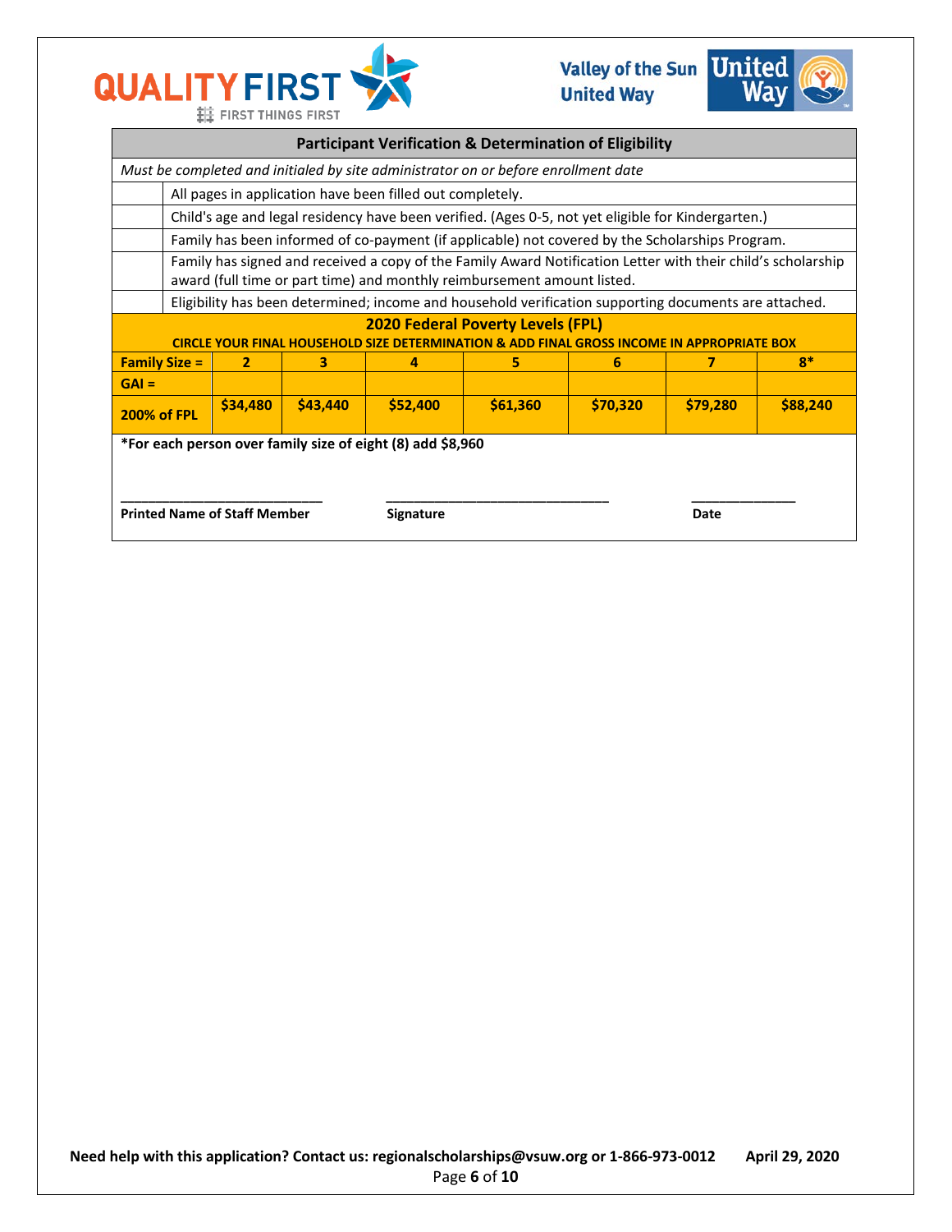## Participant Verification & Determination of Eligibility

| | |
|---|---|
| *Must be completed and initialed by site administrator on or before enrollment date* | |
| | All pages in application have been filled out completely. |
| | Child's age and legal residency have been verified. (Ages 0-5, not yet eligible for Kindergarten.) |
| | Family has been informed of co-payment (if applicable) not covered by the Scholarships Program. |
| | Family has signed and received a copy of the Family Award Notification Letter with their child's scholarship award (full time or part time) and monthly reimbursement amount listed. |
| | Eligibility has been determined; income and household verification supporting documents are attached. |

**2020 Federal Poverty Levels (FPL)**

**CIRCLE YOUR FINAL HOUSEHOLD SIZE DETERMINATION & ADD FINAL GROSS INCOME IN APPROPRIATE BOX**

| **Family Size =** | **2** | **3** | **4** | **5** | **6** | **7** | **8*** |
|---|---|---|---|---|---|---|---|
| **GAI =** | | | | | | | |
| **200% of FPL** | **$34,480** | **$43,440** | **$52,400** | **$61,360** | **$70,320** | **$79,280** | **$88,240** |

**\*For each person over family size of eight (8) add $8,960**

___________________________ &nbsp;&nbsp;&nbsp;&nbsp; ______________________________ &nbsp;&nbsp;&nbsp;&nbsp; ______________

**Printed Name of Staff Member** &nbsp;&nbsp;&nbsp;&nbsp; **Signature** &nbsp;&nbsp;&nbsp;&nbsp; **Date**

**Need help with this application? Contact us: regionalscholarships@vsuw.org or 1-866-973-0012** &nbsp;&nbsp;&nbsp;&nbsp; **April 29, 2020**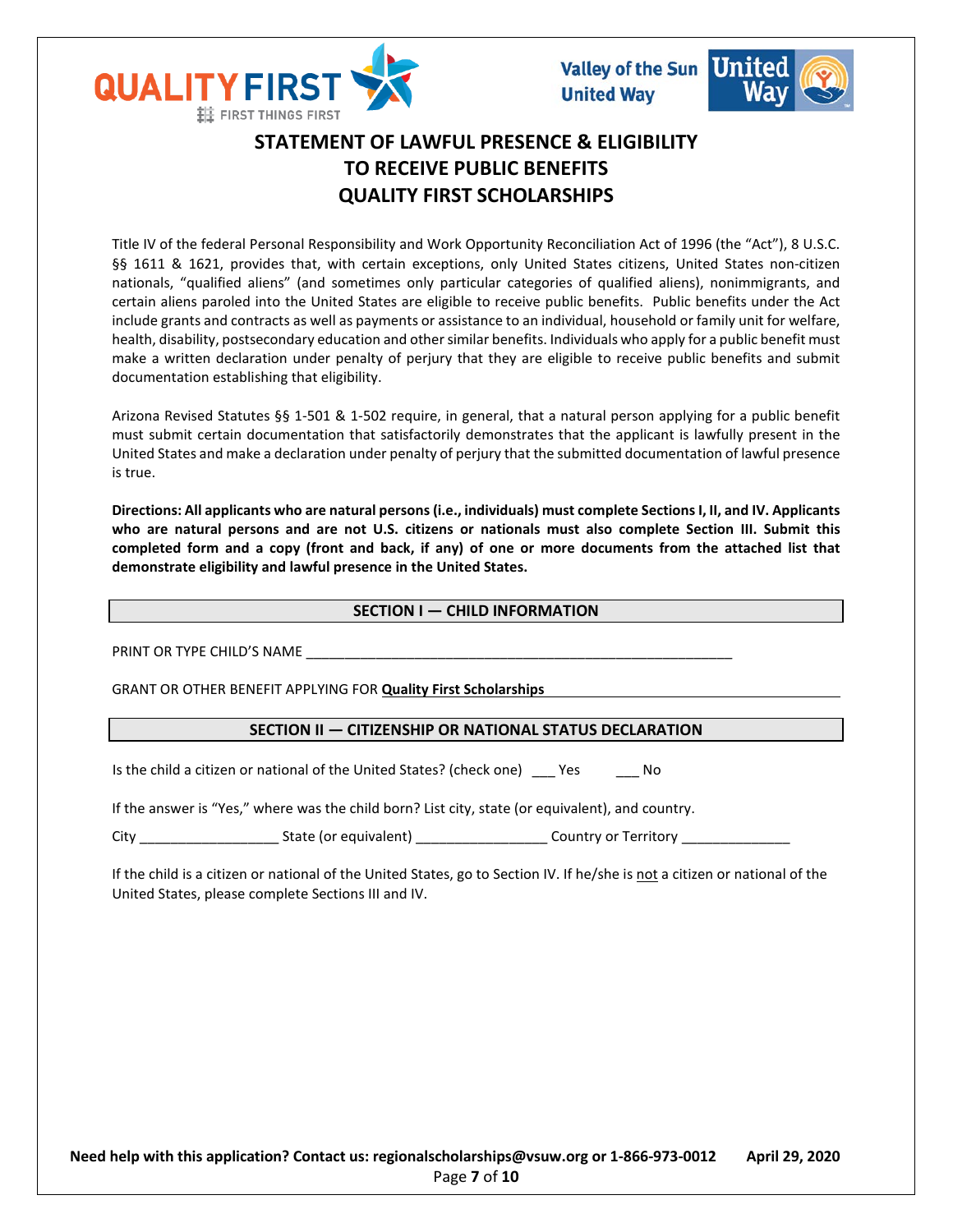# STATEMENT OF LAWFUL PRESENCE & ELIGIBILITY TO RECEIVE PUBLIC BENEFITS QUALITY FIRST SCHOLARSHIPS

Title IV of the federal Personal Responsibility and Work Opportunity Reconciliation Act of 1996 (the "Act"), 8 U.S.C. §§ 1611 & 1621, provides that, with certain exceptions, only United States citizens, United States non-citizen nationals, "qualified aliens" (and sometimes only particular categories of qualified aliens), nonimmigrants, and certain aliens paroled into the United States are eligible to receive public benefits. Public benefits under the Act include grants and contracts as well as payments or assistance to an individual, household or family unit for welfare, health, disability, postsecondary education and other similar benefits. Individuals who apply for a public benefit must make a written declaration under penalty of perjury that they are eligible to receive public benefits and submit documentation establishing that eligibility.

Arizona Revised Statutes §§ 1-501 & 1-502 require, in general, that a natural person applying for a public benefit must submit certain documentation that satisfactorily demonstrates that the applicant is lawfully present in the United States and make a declaration under penalty of perjury that the submitted documentation of lawful presence is true.

**Directions: All applicants who are natural persons (i.e., individuals) must complete Sections I, II, and IV. Applicants who are natural persons and are not U.S. citizens or nationals must also complete Section III. Submit this completed form and a copy (front and back, if any) of one or more documents from the attached list that demonstrate eligibility and lawful presence in the United States.**

## SECTION I — CHILD INFORMATION

PRINT OR TYPE CHILD'S NAME ________________________________________________________

GRANT OR OTHER BENEFIT APPLYING FOR **Quality First Scholarships**

## SECTION II — CITIZENSHIP OR NATIONAL STATUS DECLARATION

Is the child a citizen or national of the United States? (check one) ___ Yes ___ No

If the answer is "Yes," where was the child born? List city, state (or equivalent), and country.

City __________________ State (or equivalent) _________________ Country or Territory ______________

If the child is a citizen or national of the United States, go to Section IV. If he/she is not a citizen or national of the United States, please complete Sections III and IV.

**Need help with this application? Contact us: regionalscholarships@vsuw.org or 1-866-973-0012 April 29, 2020**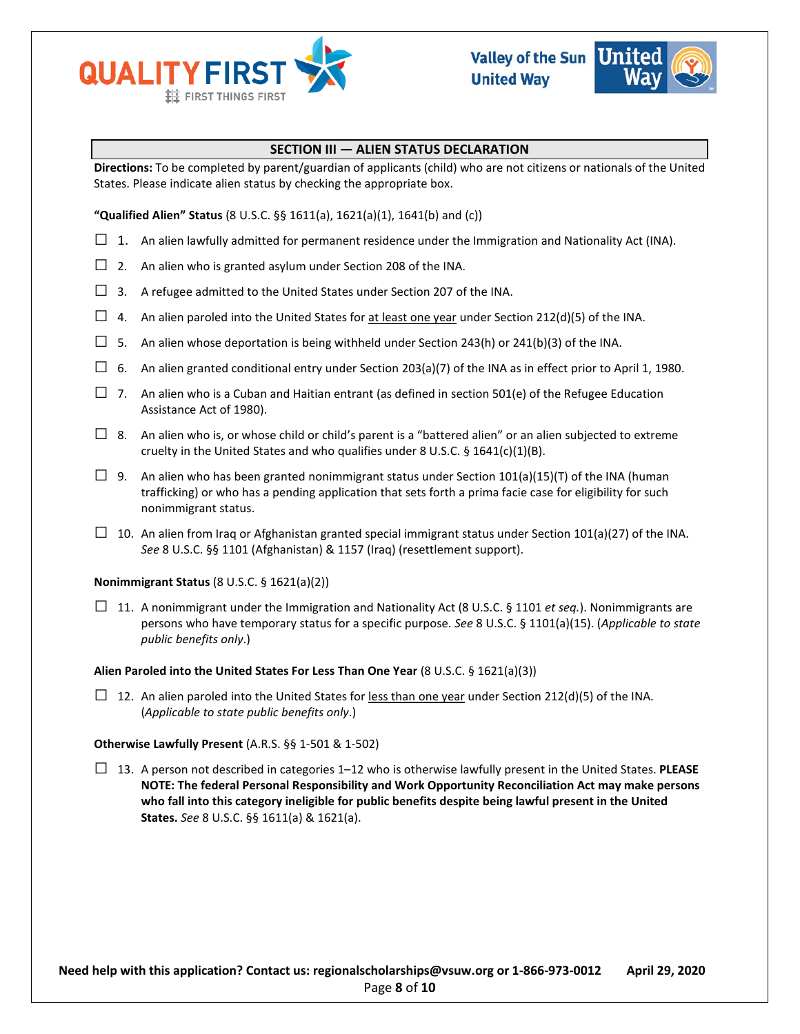## SECTION III — ALIEN STATUS DECLARATION

**Directions:** To be completed by parent/guardian of applicants (child) who are not citizens or nationals of the United States. Please indicate alien status by checking the appropriate box.

**"Qualified Alien" Status** (8 U.S.C. §§ 1611(a), 1621(a)(1), 1641(b) and (c))

☐ 1. An alien lawfully admitted for permanent residence under the Immigration and Nationality Act (INA).

☐ 2. An alien who is granted asylum under Section 208 of the INA.

☐ 3. A refugee admitted to the United States under Section 207 of the INA.

☐ 4. An alien paroled into the United States for at least one year under Section 212(d)(5) of the INA.

☐ 5. An alien whose deportation is being withheld under Section 243(h) or 241(b)(3) of the INA.

☐ 6. An alien granted conditional entry under Section 203(a)(7) of the INA as in effect prior to April 1, 1980.

☐ 7. An alien who is a Cuban and Haitian entrant (as defined in section 501(e) of the Refugee Education Assistance Act of 1980).

☐ 8. An alien who is, or whose child or child's parent is a "battered alien" or an alien subjected to extreme cruelty in the United States and who qualifies under 8 U.S.C. § 1641(c)(1)(B).

☐ 9. An alien who has been granted nonimmigrant status under Section 101(a)(15)(T) of the INA (human trafficking) or who has a pending application that sets forth a prima facie case for eligibility for such nonimmigrant status.

☐ 10. An alien from Iraq or Afghanistan granted special immigrant status under Section 101(a)(27) of the INA. *See* 8 U.S.C. §§ 1101 (Afghanistan) & 1157 (Iraq) (resettlement support).

**Nonimmigrant Status** (8 U.S.C. § 1621(a)(2))

☐ 11. A nonimmigrant under the Immigration and Nationality Act (8 U.S.C. § 1101 *et seq.*). Nonimmigrants are persons who have temporary status for a specific purpose. *See* 8 U.S.C. § 1101(a)(15). (*Applicable to state public benefits only*.)

**Alien Paroled into the United States For Less Than One Year** (8 U.S.C. § 1621(a)(3))

☐ 12. An alien paroled into the United States for less than one year under Section 212(d)(5) of the INA. (*Applicable to state public benefits only*.)

**Otherwise Lawfully Present** (A.R.S. §§ 1-501 & 1-502)

☐ 13. A person not described in categories 1–12 who is otherwise lawfully present in the United States. **PLEASE NOTE: The federal Personal Responsibility and Work Opportunity Reconciliation Act may make persons who fall into this category ineligible for public benefits despite being lawful present in the United States.** *See* 8 U.S.C. §§ 1611(a) & 1621(a).

**Need help with this application? Contact us: regionalscholarships@vsuw.org or 1-866-973-0012** **April 29, 2020**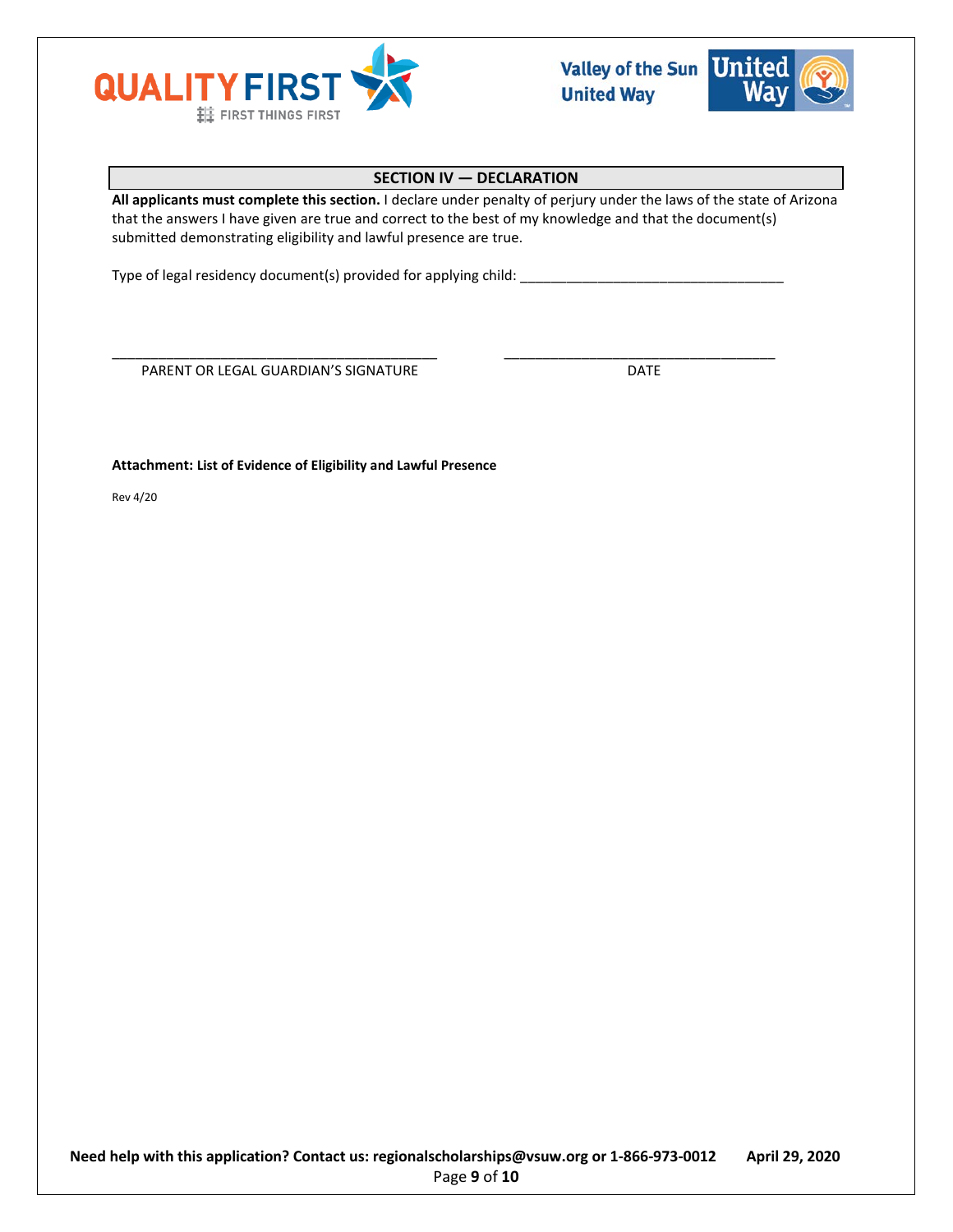## SECTION IV — DECLARATION

**All applicants must complete this section.** I declare under penalty of perjury under the laws of the state of Arizona that the answers I have given are true and correct to the best of my knowledge and that the document(s) submitted demonstrating eligibility and lawful presence are true.

Type of legal residency document(s) provided for applying child: ___________________________________

_____________________________________________ ____________________________________

PARENT OR LEGAL GUARDIAN'S SIGNATURE DATE

**Attachment: List of Evidence of Eligibility and Lawful Presence**

Rev 4/20

**Need help with this application? Contact us: regionalscholarships@vsuw.org or 1-866-973-0012 April 29, 2020**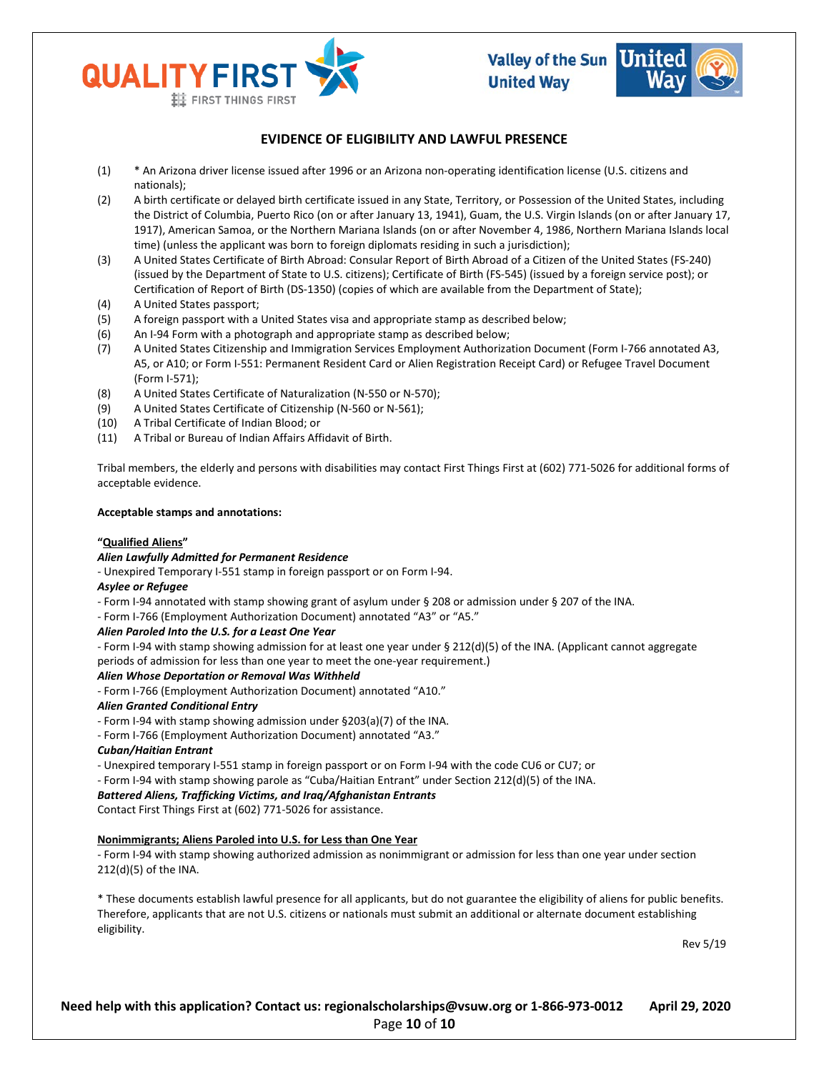## EVIDENCE OF ELIGIBILITY AND LAWFUL PRESENCE

(1) * An Arizona driver license issued after 1996 or an Arizona non-operating identification license (U.S. citizens and nationals);
(2) A birth certificate or delayed birth certificate issued in any State, Territory, or Possession of the United States, including the District of Columbia, Puerto Rico (on or after January 13, 1941), Guam, the U.S. Virgin Islands (on or after January 17, 1917), American Samoa, or the Northern Mariana Islands (on or after November 4, 1986, Northern Mariana Islands local time) (unless the applicant was born to foreign diplomats residing in such a jurisdiction);
(3) A United States Certificate of Birth Abroad: Consular Report of Birth Abroad of a Citizen of the United States (FS-240) (issued by the Department of State to U.S. citizens); Certificate of Birth (FS-545) (issued by a foreign service post); or Certification of Report of Birth (DS-1350) (copies of which are available from the Department of State);
(4) A United States passport;
(5) A foreign passport with a United States visa and appropriate stamp as described below;
(6) An I-94 Form with a photograph and appropriate stamp as described below;
(7) A United States Citizenship and Immigration Services Employment Authorization Document (Form I-766 annotated A3, A5, or A10; or Form I-551: Permanent Resident Card or Alien Registration Receipt Card) or Refugee Travel Document (Form I-571);
(8) A United States Certificate of Naturalization (N-550 or N-570);
(9) A United States Certificate of Citizenship (N-560 or N-561);
(10) A Tribal Certificate of Indian Blood; or
(11) A Tribal or Bureau of Indian Affairs Affidavit of Birth.

Tribal members, the elderly and persons with disabilities may contact First Things First at (602) 771-5026 for additional forms of acceptable evidence.

**Acceptable stamps and annotations:**

**"Qualified Aliens"**

***Alien Lawfully Admitted for Permanent Residence***

- Unexpired Temporary I-551 stamp in foreign passport or on Form I-94.

***Asylee or Refugee***

- Form I-94 annotated with stamp showing grant of asylum under § 208 or admission under § 207 of the INA.
- Form I-766 (Employment Authorization Document) annotated "A3" or "A5."

***Alien Paroled Into the U.S. for a Least One Year***

- Form I-94 with stamp showing admission for at least one year under § 212(d)(5) of the INA. (Applicant cannot aggregate periods of admission for less than one year to meet the one-year requirement.)

***Alien Whose Deportation or Removal Was Withheld***

- Form I-766 (Employment Authorization Document) annotated "A10."

***Alien Granted Conditional Entry***

- Form I-94 with stamp showing admission under §203(a)(7) of the INA.
- Form I-766 (Employment Authorization Document) annotated "A3."

***Cuban/Haitian Entrant***

- Unexpired temporary I-551 stamp in foreign passport or on Form I-94 with the code CU6 or CU7; or
- Form I-94 with stamp showing parole as "Cuba/Haitian Entrant" under Section 212(d)(5) of the INA.

***Battered Aliens, Trafficking Victims, and Iraq/Afghanistan Entrants***

Contact First Things First at (602) 771-5026 for assistance.

**Nonimmigrants; Aliens Paroled into U.S. for Less than One Year**

- Form I-94 with stamp showing authorized admission as nonimmigrant or admission for less than one year under section 212(d)(5) of the INA.

* These documents establish lawful presence for all applicants, but do not guarantee the eligibility of aliens for public benefits. Therefore, applicants that are not U.S. citizens or nationals must submit an additional or alternate document establishing eligibility.

Rev 5/19

**Need help with this application? Contact us: regionalscholarships@vsuw.org or 1-866-973-0012 April 29, 2020**